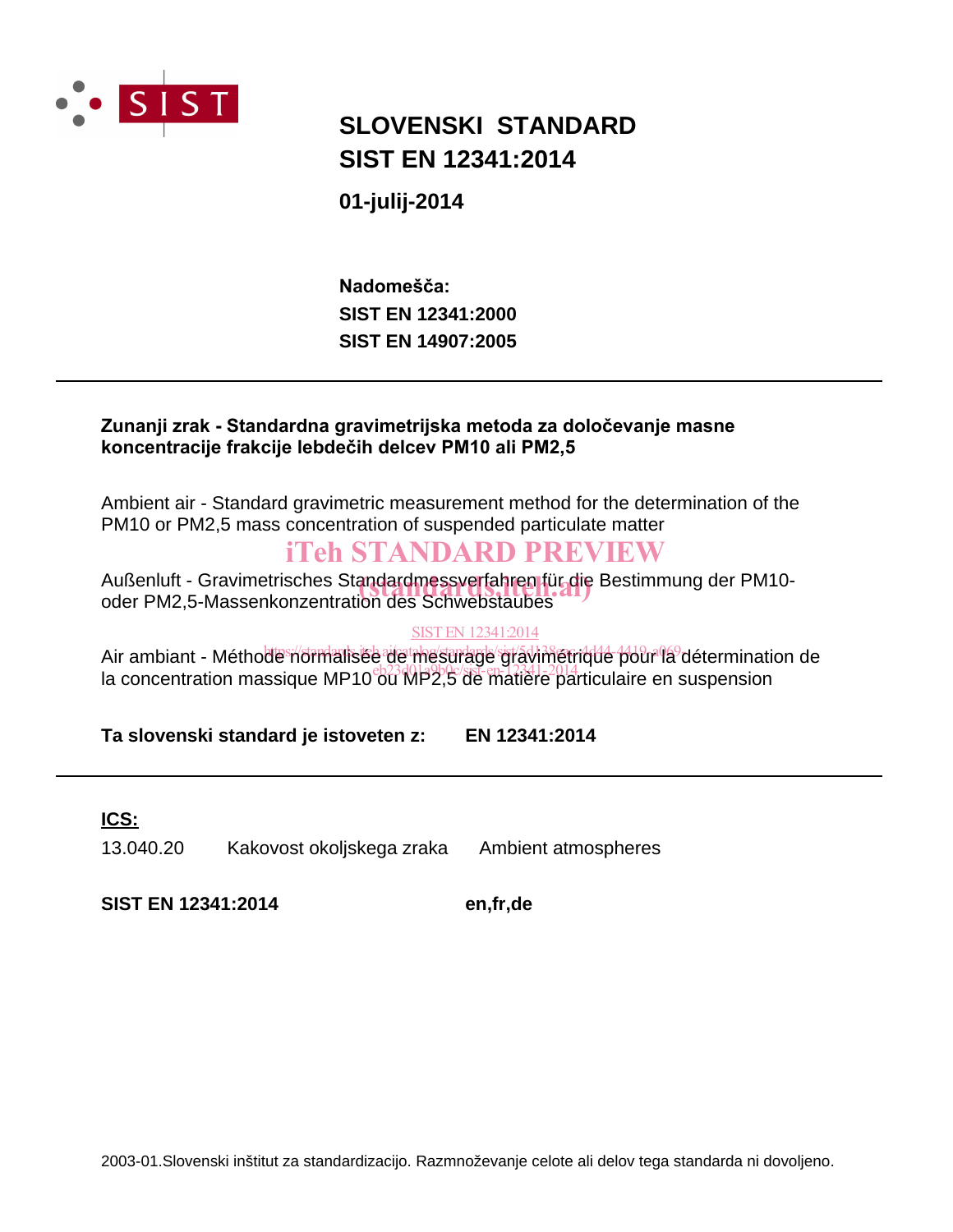SIST

# SLOVENSKI STANDARD
# SIST EN 12341:2014

**01-julij-2014**

**Nadomešča:**
**SIST EN 12341:2000**
**SIST EN 14907:2005**

---

**Zunanji zrak - Standardna gravimetrijska metoda za določevanje masne koncentracije frakcije lebdečih delcev PM10 ali PM2,5**

Ambient air - Standard gravimetric measurement method for the determination of the PM10 or PM2,5 mass concentration of suspended particulate matter

Außenluft - Gravimetrisches Standardmessverfahren für die Bestimmung der PM10- oder PM2,5-Massenkonzentration des Schwebstaubes

Air ambiant - Méthode normalisée de mesurage gravimétrique pour la détermination de la concentration massique MP10 ou MP2,5 de matière particulaire en suspension

**Ta slovenski standard je istoveten z:** **EN 12341:2014**

---

**ICS:**

| | | |
|---|---|---|
| 13.040.20 | Kakovost okoljskega zraka | Ambient atmospheres |

**SIST EN 12341:2014** **en,fr,de**

2003-01.Slovenski inštitut za standardizacijo. Razmnoževanje celote ali delov tega standarda ni dovoljeno.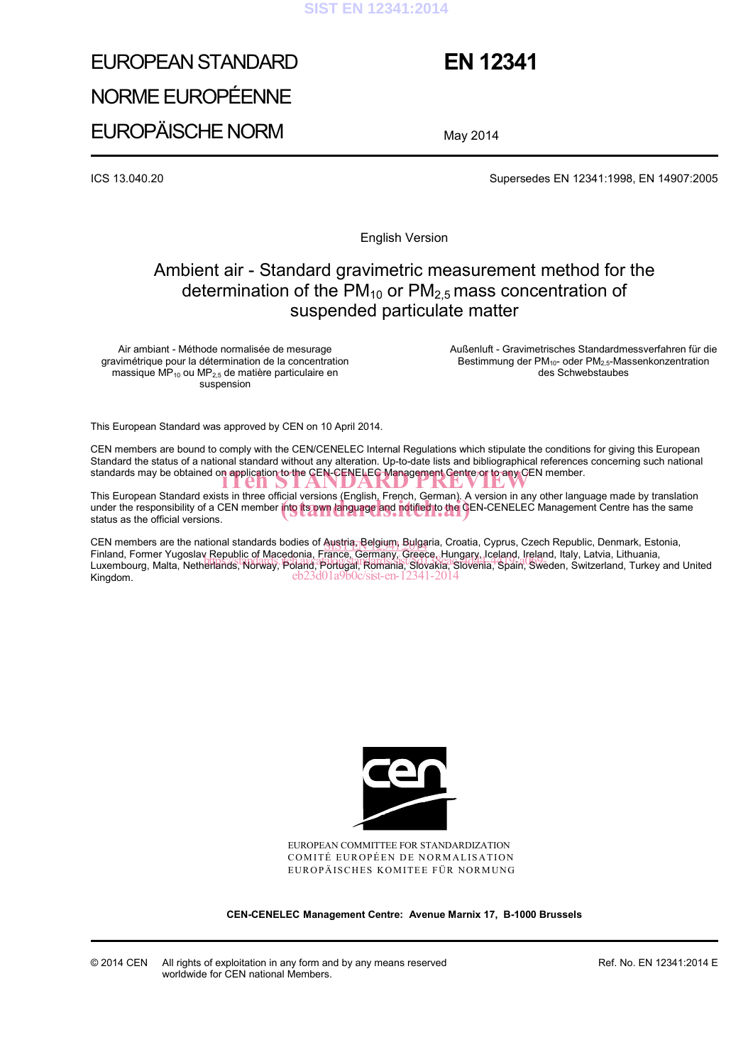EUROPEAN STANDARD

NORME EUROPÉENNE

EUROPÄISCHE NORM

# EN 12341

May 2014

ICS 13.040.20

Supersedes EN 12341:1998, EN 14907:2005

English Version

# Ambient air - Standard gravimetric measurement method for the determination of the $PM_{10}$ or $PM_{2,5}$ mass concentration of suspended particulate matter

Air ambiant - Méthode normalisée de mesurage gravimétrique pour la détermination de la concentration massique $MP_{10}$ ou $MP_{2,5}$ de matière particulaire en suspension

Außenluft - Gravimetrisches Standardmessverfahren für die Bestimmung der $PM_{10}$- oder $PM_{2,5}$-Massenkonzentration des Schwebstaubes

This European Standard was approved by CEN on 10 April 2014.

CEN members are bound to comply with the CEN/CENELEC Internal Regulations which stipulate the conditions for giving this European Standard the status of a national standard without any alteration. Up-to-date lists and bibliographical references concerning such national standards may be obtained on application to the CEN-CENELEC Management Centre or to any CEN member.

This European Standard exists in three official versions (English, French, German). A version in any other language made by translation under the responsibility of a CEN member into its own language and notified to the CEN-CENELEC Management Centre has the same status as the official versions.

CEN members are the national standards bodies of Austria, Belgium, Bulgaria, Croatia, Cyprus, Czech Republic, Denmark, Estonia, Finland, Former Yugoslav Republic of Macedonia, France, Germany, Greece, Hungary, Iceland, Ireland, Italy, Latvia, Lithuania, Luxembourg, Malta, Netherlands, Norway, Poland, Portugal, Romania, Slovakia, Slovenia, Spain, Sweden, Switzerland, Turkey and United Kingdom.

EUROPEAN COMMITTEE FOR STANDARDIZATION
COMITÉ EUROPÉEN DE NORMALISATION
EUROPÄISCHES KOMITEE FÜR NORMUNG

**CEN-CENELEC Management Centre: Avenue Marnix 17, B-1000 Brussels**

© 2014 CEN All rights of exploitation in any form and by any means reserved worldwide for CEN national Members.

Ref. No. EN 12341:2014 E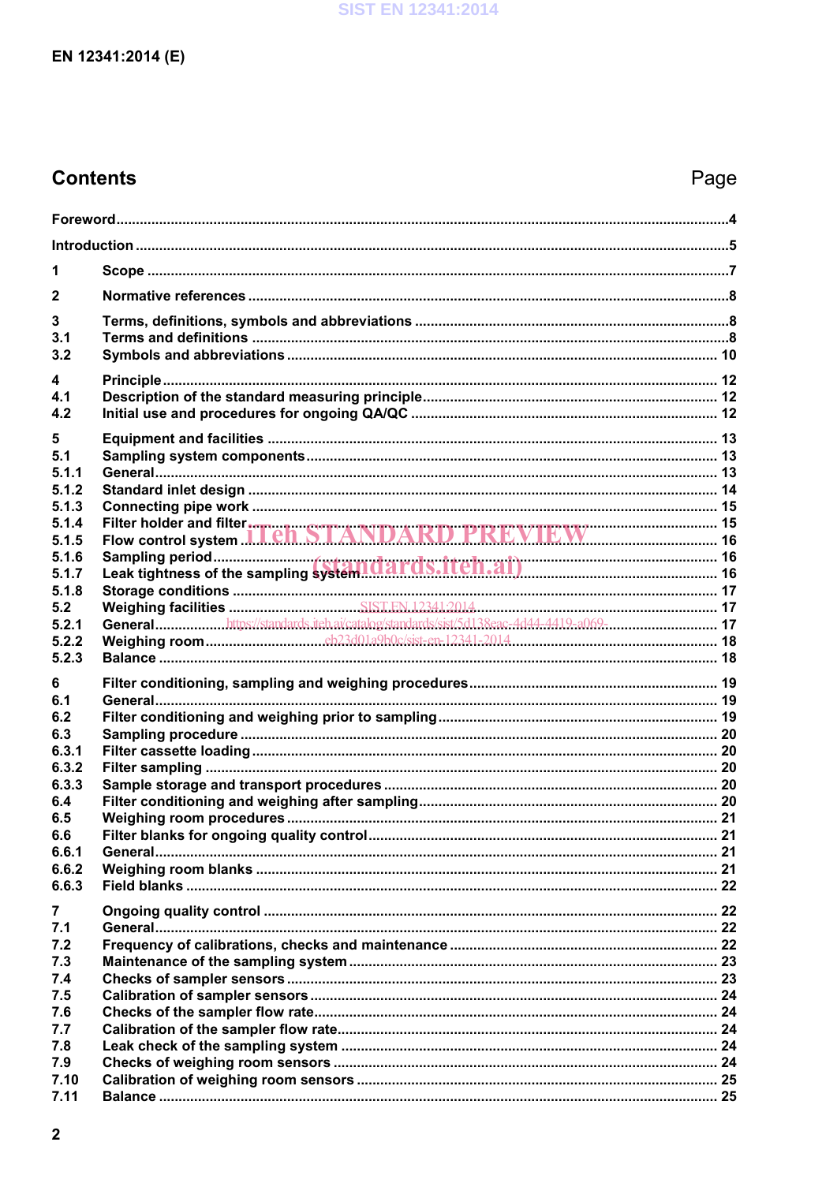# Contents

Page

| | | |
|---|---|---|
| Foreword | | 4 |
| Introduction | | 5 |
| 1 | Scope | 7 |
| 2 | Normative references | 8 |
| 3 | Terms, definitions, symbols and abbreviations | 8 |
| 3.1 | Terms and definitions | 8 |
| 3.2 | Symbols and abbreviations | 10 |
| 4 | Principle | 12 |
| 4.1 | Description of the standard measuring principle | 12 |
| 4.2 | Initial use and procedures for ongoing QA/QC | 12 |
| 5 | Equipment and facilities | 13 |
| 5.1 | Sampling system components | 13 |
| 5.1.1 | General | 13 |
| 5.1.2 | Standard inlet design | 14 |
| 5.1.3 | Connecting pipe work | 15 |
| 5.1.4 | Filter holder and filter | 15 |
| 5.1.5 | Flow control system | 16 |
| 5.1.6 | Sampling period | 16 |
| 5.1.7 | Leak tightness of the sampling system | 16 |
| 5.1.8 | Storage conditions | 17 |
| 5.2 | Weighing facilities | 17 |
| 5.2.1 | General | 17 |
| 5.2.2 | Weighing room | 18 |
| 5.2.3 | Balance | 18 |
| 6 | Filter conditioning, sampling and weighing procedures | 19 |
| 6.1 | General | 19 |
| 6.2 | Filter conditioning and weighing prior to sampling | 19 |
| 6.3 | Sampling procedure | 20 |
| 6.3.1 | Filter cassette loading | 20 |
| 6.3.2 | Filter sampling | 20 |
| 6.3.3 | Sample storage and transport procedures | 20 |
| 6.4 | Filter conditioning and weighing after sampling | 20 |
| 6.5 | Weighing room procedures | 21 |
| 6.6 | Filter blanks for ongoing quality control | 21 |
| 6.6.1 | General | 21 |
| 6.6.2 | Weighing room blanks | 21 |
| 6.6.3 | Field blanks | 22 |
| 7 | Ongoing quality control | 22 |
| 7.1 | General | 22 |
| 7.2 | Frequency of calibrations, checks and maintenance | 22 |
| 7.3 | Maintenance of the sampling system | 23 |
| 7.4 | Checks of sampler sensors | 23 |
| 7.5 | Calibration of sampler sensors | 24 |
| 7.6 | Checks of the sampler flow rate | 24 |
| 7.7 | Calibration of the sampler flow rate | 24 |
| 7.8 | Leak check of the sampling system | 24 |
| 7.9 | Checks of weighing room sensors | 24 |
| 7.10 | Calibration of weighing room sensors | 25 |
| 7.11 | Balance | 25 |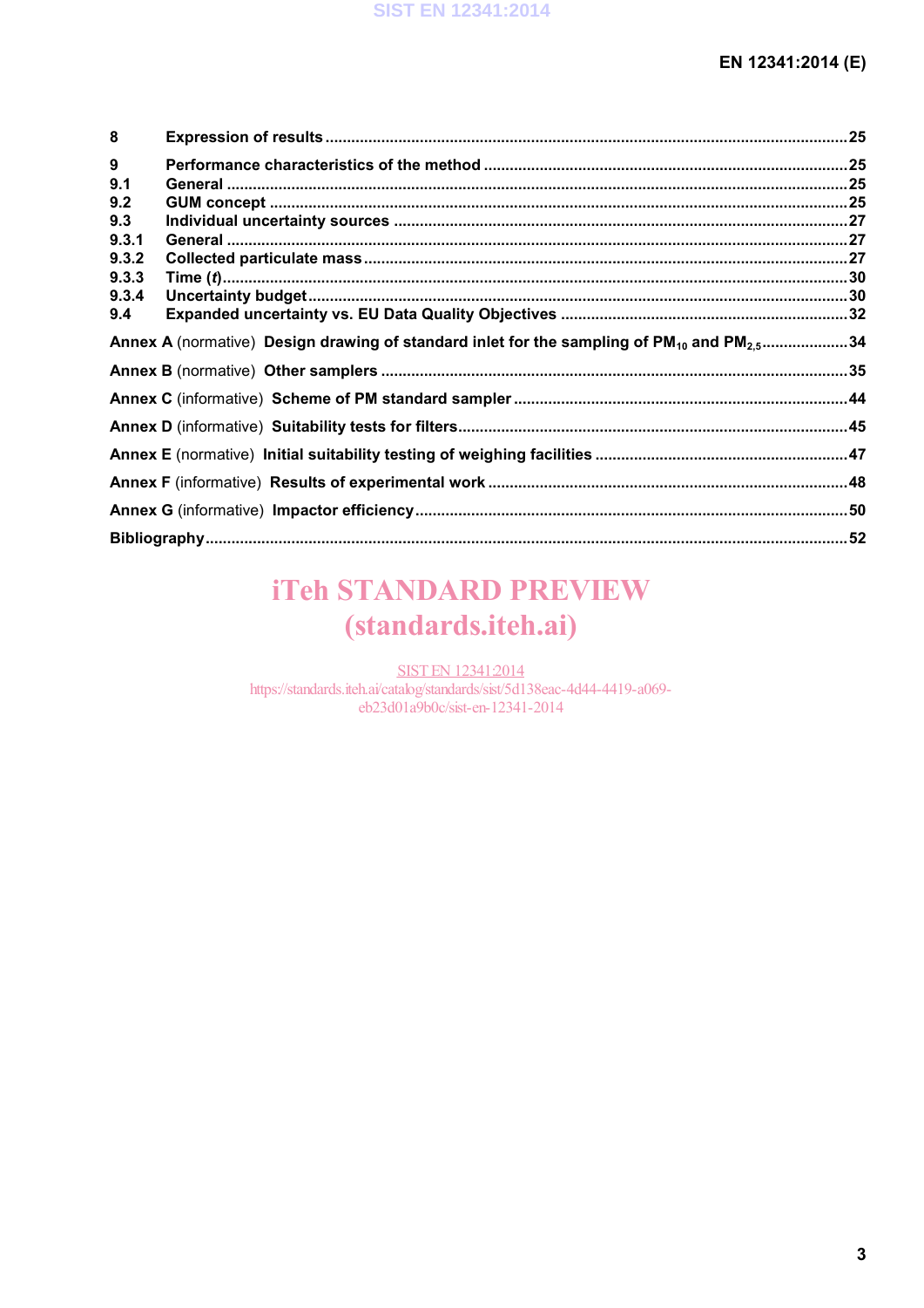8 **Expression of results** .......... 25

9 **Performance characteristics of the method** .......... 25
9.1 **General** .......... 25
9.2 **GUM concept** .......... 25
9.3 **Individual uncertainty sources** .......... 27
9.3.1 **General** .......... 27
9.3.2 **Collected particulate mass** .......... 27
9.3.3 **Time (*t*)** .......... 30
9.3.4 **Uncertainty budget** .......... 30
9.4 **Expanded uncertainty vs. EU Data Quality Objectives** .......... 32

**Annex A** (normative) **Design drawing of standard inlet for the sampling of $PM_{10}$ and $PM_{2,5}$** .......... 34

**Annex B** (normative) **Other samplers** .......... 35

**Annex C** (informative) **Scheme of PM standard sampler** .......... 44

**Annex D** (informative) **Suitability tests for filters** .......... 45

**Annex E** (normative) **Initial suitability testing of weighing facilities** .......... 47

**Annex F** (informative) **Results of experimental work** .......... 48

**Annex G** (informative) **Impactor efficiency** .......... 50

**Bibliography** .......... 52

iTeh STANDARD PREVIEW
(standards.iteh.ai)

SIST EN 12341:2014
https://standards.iteh.ai/catalog/standards/sist/5d138eac-4d44-4419-a069-eb23d01a9b0c/sist-en-12341-2014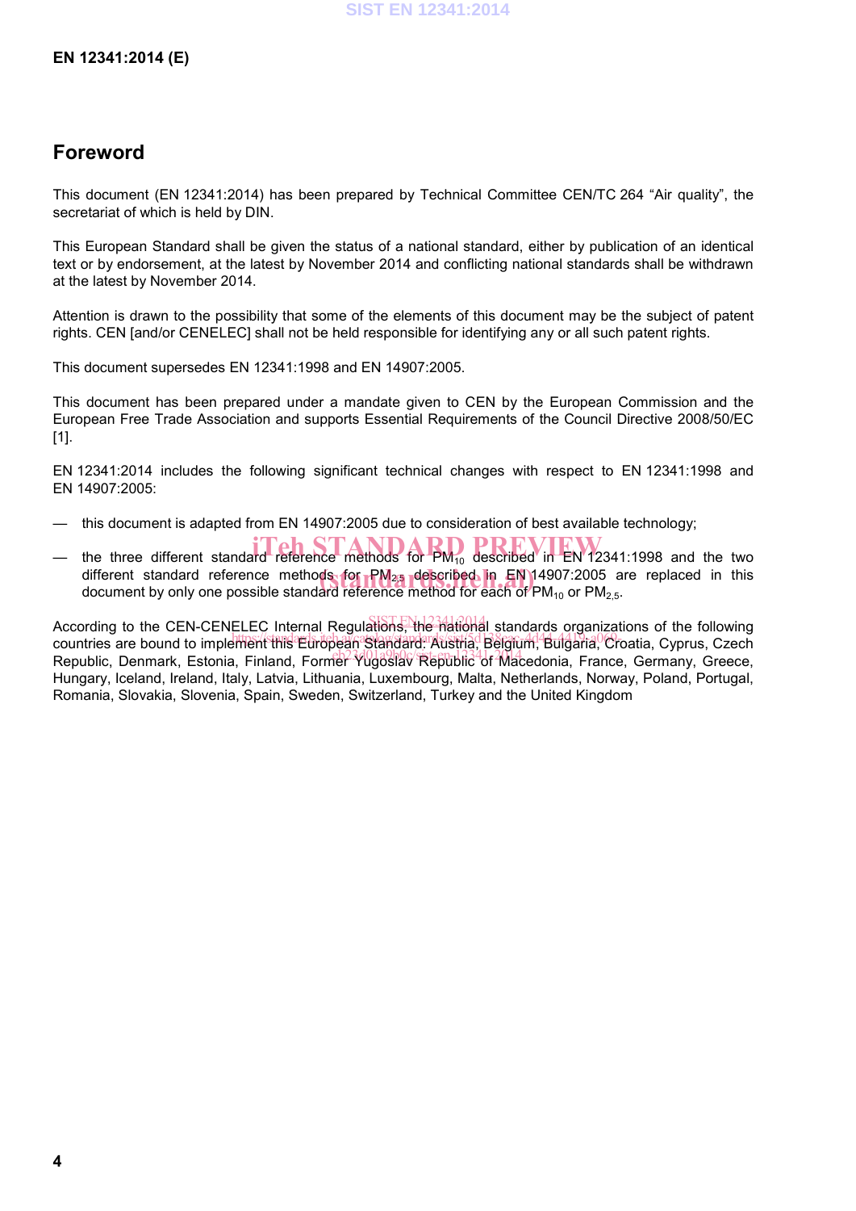# Foreword

This document (EN 12341:2014) has been prepared by Technical Committee CEN/TC 264 "Air quality", the secretariat of which is held by DIN.

This European Standard shall be given the status of a national standard, either by publication of an identical text or by endorsement, at the latest by November 2014 and conflicting national standards shall be withdrawn at the latest by November 2014.

Attention is drawn to the possibility that some of the elements of this document may be the subject of patent rights. CEN [and/or CENELEC] shall not be held responsible for identifying any or all such patent rights.

This document supersedes EN 12341:1998 and EN 14907:2005.

This document has been prepared under a mandate given to CEN by the European Commission and the European Free Trade Association and supports Essential Requirements of the Council Directive 2008/50/EC [1].

EN 12341:2014 includes the following significant technical changes with respect to EN 12341:1998 and EN 14907:2005:

— this document is adapted from EN 14907:2005 due to consideration of best available technology;

— the three different standard reference methods for $PM_{10}$ described in EN 12341:1998 and the two different standard reference methods for $PM_{2,5}$ described in EN 14907:2005 are replaced in this document by only one possible standard reference method for each of $PM_{10}$ or $PM_{2,5}$.

According to the CEN-CENELEC Internal Regulations, the national standards organizations of the following countries are bound to implement this European Standard: Austria, Belgium, Bulgaria, Croatia, Cyprus, Czech Republic, Denmark, Estonia, Finland, Former Yugoslav Republic of Macedonia, France, Germany, Greece, Hungary, Iceland, Ireland, Italy, Latvia, Lithuania, Luxembourg, Malta, Netherlands, Norway, Poland, Portugal, Romania, Slovakia, Slovenia, Spain, Sweden, Switzerland, Turkey and the United Kingdom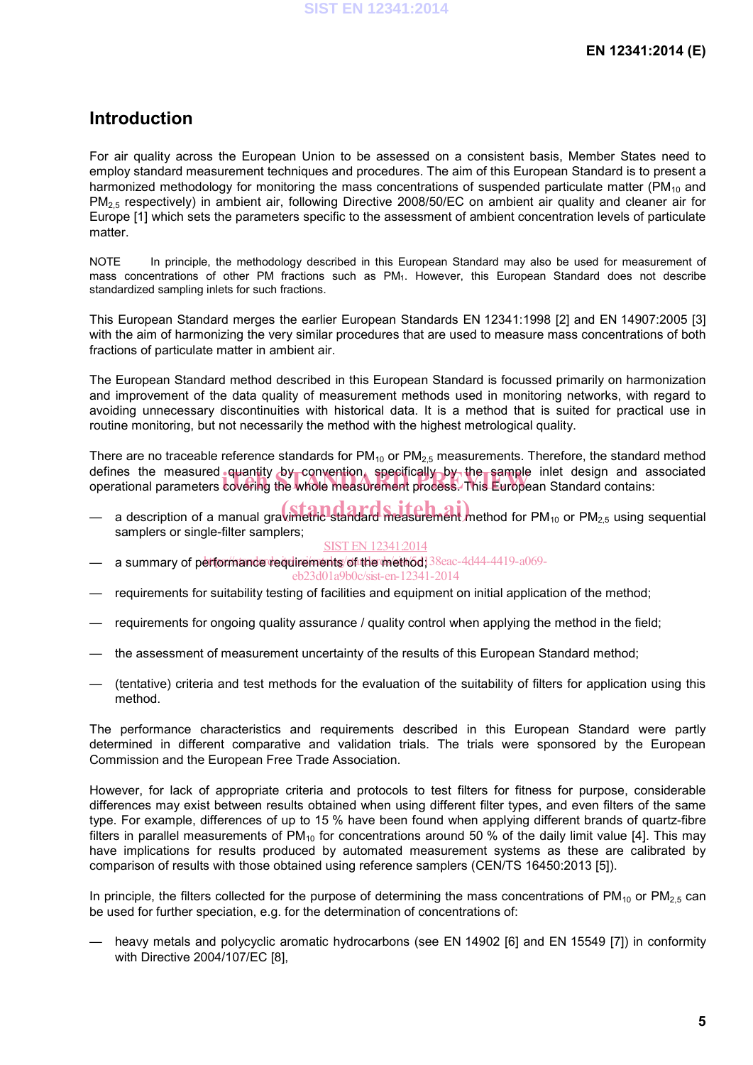# Introduction

For air quality across the European Union to be assessed on a consistent basis, Member States need to employ standard measurement techniques and procedures. The aim of this European Standard is to present a harmonized methodology for monitoring the mass concentrations of suspended particulate matter ($PM_{10}$ and $PM_{2,5}$ respectively) in ambient air, following Directive 2008/50/EC on ambient air quality and cleaner air for Europe [1] which sets the parameters specific to the assessment of ambient concentration levels of particulate matter.

NOTE In principle, the methodology described in this European Standard may also be used for measurement of mass concentrations of other PM fractions such as $PM_1$. However, this European Standard does not describe standardized sampling inlets for such fractions.

This European Standard merges the earlier European Standards EN 12341:1998 [2] and EN 14907:2005 [3] with the aim of harmonizing the very similar procedures that are used to measure mass concentrations of both fractions of particulate matter in ambient air.

The European Standard method described in this European Standard is focussed primarily on harmonization and improvement of the data quality of measurement methods used in monitoring networks, with regard to avoiding unnecessary discontinuities with historical data. It is a method that is suited for practical use in routine monitoring, but not necessarily the method with the highest metrological quality.

There are no traceable reference standards for $PM_{10}$ or $PM_{2,5}$ measurements. Therefore, the standard method defines the measured quantity by convention, specifically by the sample inlet design and associated operational parameters covering the whole measurement process. This European Standard contains:

- a description of a manual gravimetric standard measurement method for $PM_{10}$ or $PM_{2,5}$ using sequential samplers or single-filter samplers;
- a summary of performance requirements of the method;
- requirements for suitability testing of facilities and equipment on initial application of the method;
- requirements for ongoing quality assurance / quality control when applying the method in the field;
- the assessment of measurement uncertainty of the results of this European Standard method;
- (tentative) criteria and test methods for the evaluation of the suitability of filters for application using this method.

The performance characteristics and requirements described in this European Standard were partly determined in different comparative and validation trials. The trials were sponsored by the European Commission and the European Free Trade Association.

However, for lack of appropriate criteria and protocols to test filters for fitness for purpose, considerable differences may exist between results obtained when using different filter types, and even filters of the same type. For example, differences of up to 15 % have been found when applying different brands of quartz-fibre filters in parallel measurements of $PM_{10}$ for concentrations around 50 % of the daily limit value [4]. This may have implications for results produced by automated measurement systems as these are calibrated by comparison of results with those obtained using reference samplers (CEN/TS 16450:2013 [5]).

In principle, the filters collected for the purpose of determining the mass concentrations of $PM_{10}$ or $PM_{2,5}$ can be used for further speciation, e.g. for the determination of concentrations of:

- heavy metals and polycyclic aromatic hydrocarbons (see EN 14902 [6] and EN 15549 [7]) in conformity with Directive 2004/107/EC [8],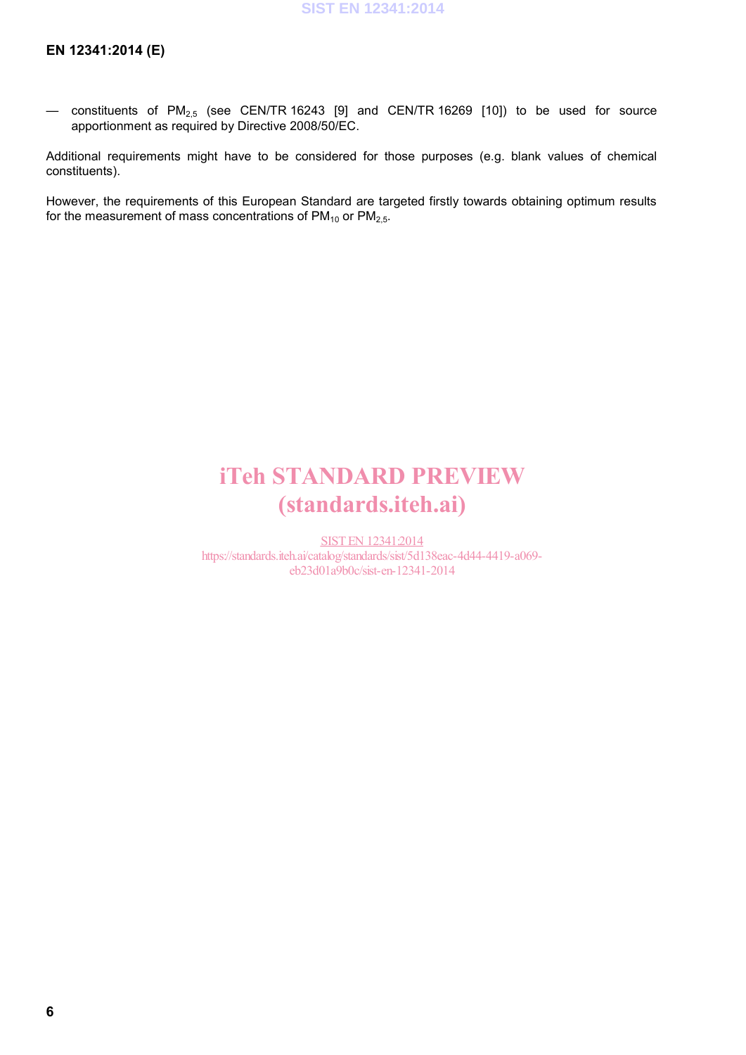— constituents of $PM_{2,5}$ (see CEN/TR 16243 [9] and CEN/TR 16269 [10]) to be used for source apportionment as required by Directive 2008/50/EC.

Additional requirements might have to be considered for those purposes (e.g. blank values of chemical constituents).

However, the requirements of this European Standard are targeted firstly towards obtaining optimum results for the measurement of mass concentrations of $PM_{10}$ or $PM_{2,5}$.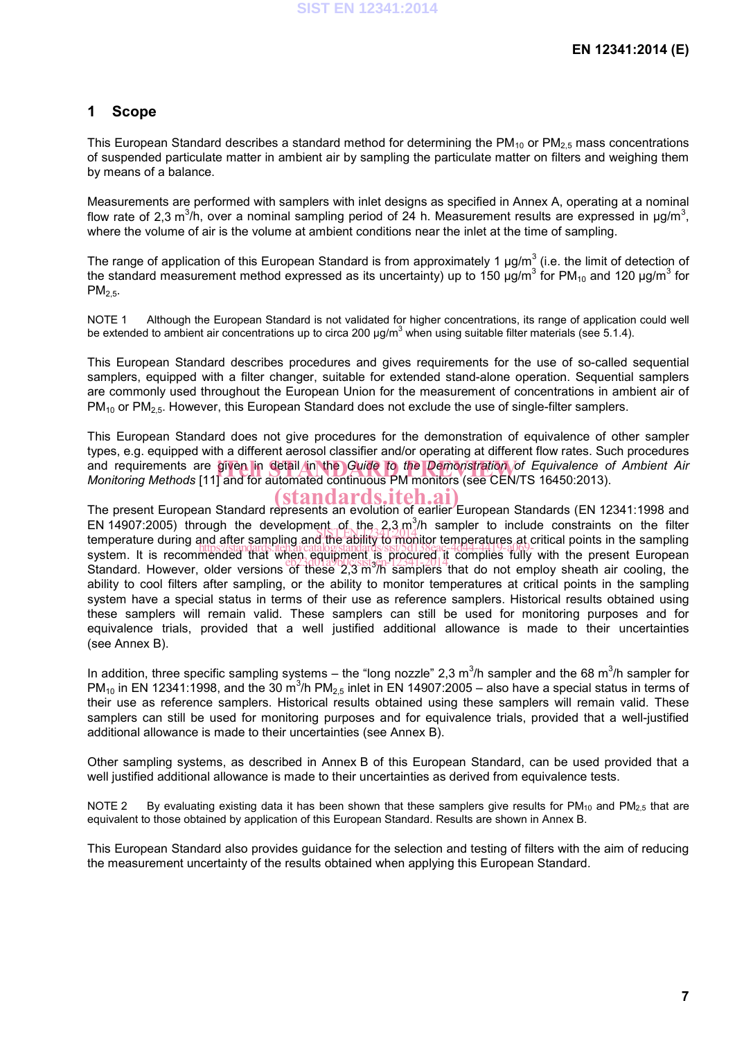# 1 Scope

This European Standard describes a standard method for determining the $PM_{10}$ or $PM_{2,5}$ mass concentrations of suspended particulate matter in ambient air by sampling the particulate matter on filters and weighing them by means of a balance.

Measurements are performed with samplers with inlet designs as specified in Annex A, operating at a nominal flow rate of 2,3 $m^3/h$, over a nominal sampling period of 24 h. Measurement results are expressed in $\mu g/m^3$, where the volume of air is the volume at ambient conditions near the inlet at the time of sampling.

The range of application of this European Standard is from approximately 1 $\mu g/m^3$ (i.e. the limit of detection of the standard measurement method expressed as its uncertainty) up to 150 $\mu g/m^3$ for $PM_{10}$ and 120 $\mu g/m^3$ for $PM_{2,5}$.

NOTE 1 Although the European Standard is not validated for higher concentrations, its range of application could well be extended to ambient air concentrations up to circa 200 $\mu g/m^3$ when using suitable filter materials (see 5.1.4).

This European Standard describes procedures and gives requirements for the use of so-called sequential samplers, equipped with a filter changer, suitable for extended stand-alone operation. Sequential samplers are commonly used throughout the European Union for the measurement of concentrations in ambient air of $PM_{10}$ or $PM_{2,5}$. However, this European Standard does not exclude the use of single-filter samplers.

This European Standard does not give procedures for the demonstration of equivalence of other sampler types, e.g. equipped with a different aerosol classifier and/or operating at different flow rates. Such procedures and requirements are given in detail in the *Guide to the Demonstration of Equivalence of Ambient Air Monitoring Methods* [11] and for automated continuous PM monitors (see CEN/TS 16450:2013).

The present European Standard represents an evolution of earlier European Standards (EN 12341:1998 and EN 14907:2005) through the development of the 2,3 $m^3/h$ sampler to include constraints on the filter temperature during and after sampling and the ability to monitor temperatures at critical points in the sampling system. It is recommended that when equipment is procured it complies fully with the present European Standard. However, older versions of these 2,3 $m^3/h$ samplers that do not employ sheath air cooling, the ability to cool filters after sampling, or the ability to monitor temperatures at critical points in the sampling system have a special status in terms of their use as reference samplers. Historical results obtained using these samplers will remain valid. These samplers can still be used for monitoring purposes and for equivalence trials, provided that a well justified additional allowance is made to their uncertainties (see Annex B).

In addition, three specific sampling systems – the "long nozzle" 2,3 $m^3/h$ sampler and the 68 $m^3/h$ sampler for $PM_{10}$ in EN 12341:1998, and the 30 $m^3/h$ $PM_{2,5}$ inlet in EN 14907:2005 – also have a special status in terms of their use as reference samplers. Historical results obtained using these samplers will remain valid. These samplers can still be used for monitoring purposes and for equivalence trials, provided that a well-justified additional allowance is made to their uncertainties (see Annex B).

Other sampling systems, as described in Annex B of this European Standard, can be used provided that a well justified additional allowance is made to their uncertainties as derived from equivalence tests.

NOTE 2 By evaluating existing data it has been shown that these samplers give results for $PM_{10}$ and $PM_{2,5}$ that are equivalent to those obtained by application of this European Standard. Results are shown in Annex B.

This European Standard also provides guidance for the selection and testing of filters with the aim of reducing the measurement uncertainty of the results obtained when applying this European Standard.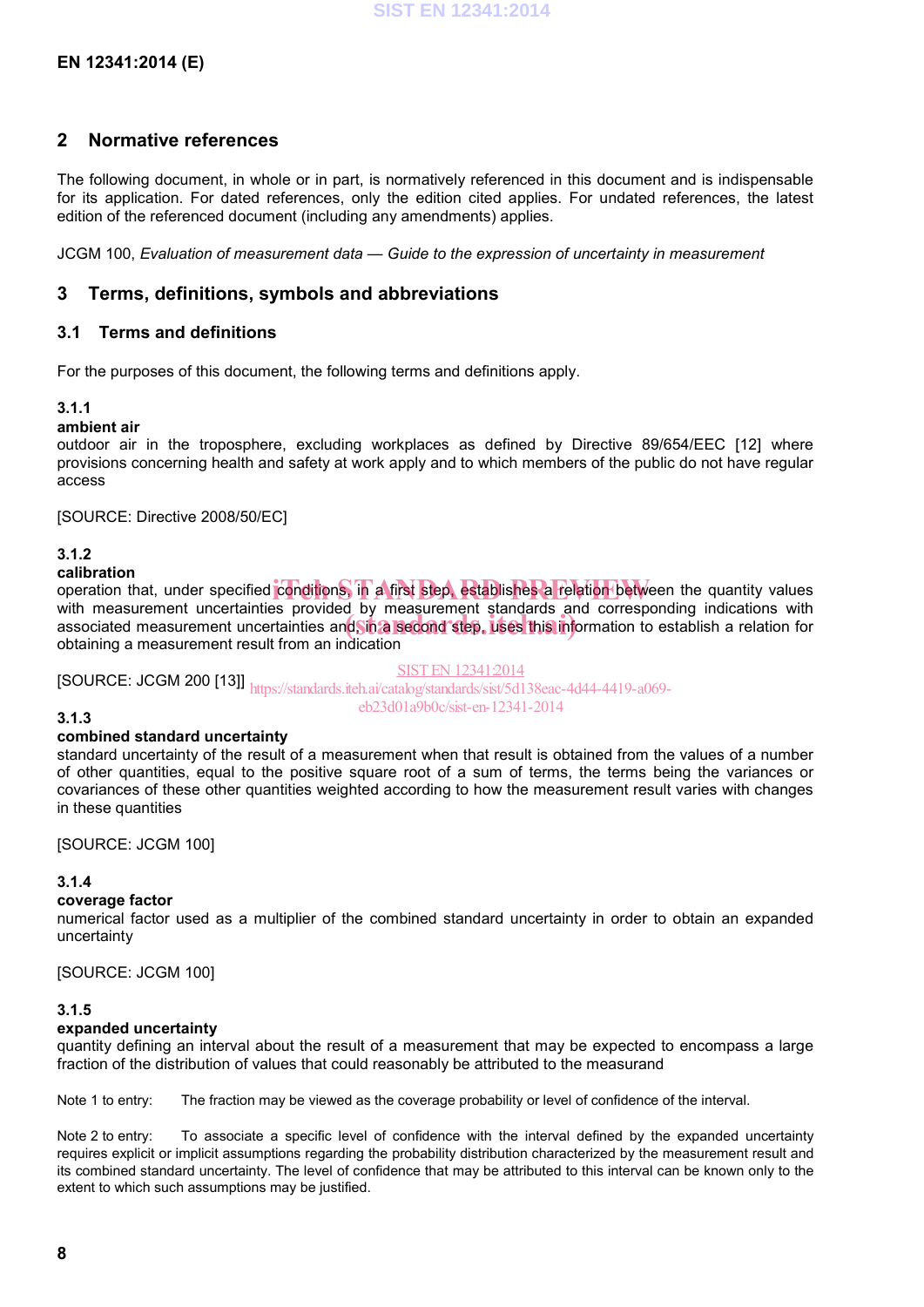## 2 Normative references

The following document, in whole or in part, is normatively referenced in this document and is indispensable for its application. For dated references, only the edition cited applies. For undated references, the latest edition of the referenced document (including any amendments) applies.

JCGM 100, *Evaluation of measurement data — Guide to the expression of uncertainty in measurement*

## 3 Terms, definitions, symbols and abbreviations

### 3.1 Terms and definitions

For the purposes of this document, the following terms and definitions apply.

**3.1.1**
**ambient air**
outdoor air in the troposphere, excluding workplaces as defined by Directive 89/654/EEC [12] where provisions concerning health and safety at work apply and to which members of the public do not have regular access

[SOURCE: Directive 2008/50/EC]

**3.1.2**
**calibration**
operation that, under specified conditions, in a first step, establishes a relation between the quantity values with measurement uncertainties provided by measurement standards and corresponding indications with associated measurement uncertainties and, in a second step, uses this information to establish a relation for obtaining a measurement result from an indication

[SOURCE: JCGM 200 [13]]

**3.1.3**
**combined standard uncertainty**
standard uncertainty of the result of a measurement when that result is obtained from the values of a number of other quantities, equal to the positive square root of a sum of terms, the terms being the variances or covariances of these other quantities weighted according to how the measurement result varies with changes in these quantities

[SOURCE: JCGM 100]

**3.1.4**
**coverage factor**
numerical factor used as a multiplier of the combined standard uncertainty in order to obtain an expanded uncertainty

[SOURCE: JCGM 100]

**3.1.5**
**expanded uncertainty**
quantity defining an interval about the result of a measurement that may be expected to encompass a large fraction of the distribution of values that could reasonably be attributed to the measurand

Note 1 to entry: The fraction may be viewed as the coverage probability or level of confidence of the interval.

Note 2 to entry: To associate a specific level of confidence with the interval defined by the expanded uncertainty requires explicit or implicit assumptions regarding the probability distribution characterized by the measurement result and its combined standard uncertainty. The level of confidence that may be attributed to this interval can be known only to the extent to which such assumptions may be justified.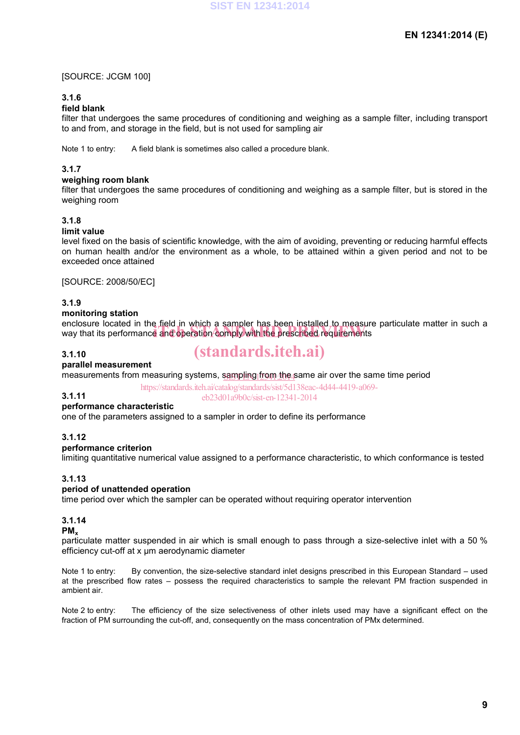[SOURCE: JCGM 100]

**3.1.6**
**field blank**
filter that undergoes the same procedures of conditioning and weighing as a sample filter, including transport to and from, and storage in the field, but is not used for sampling air

Note 1 to entry: A field blank is sometimes also called a procedure blank.

**3.1.7**
**weighing room blank**
filter that undergoes the same procedures of conditioning and weighing as a sample filter, but is stored in the weighing room

**3.1.8**
**limit value**
level fixed on the basis of scientific knowledge, with the aim of avoiding, preventing or reducing harmful effects on human health and/or the environment as a whole, to be attained within a given period and not to be exceeded once attained

[SOURCE: 2008/50/EC]

**3.1.9**
**monitoring station**
enclosure located in the field in which a sampler has been installed to measure particulate matter in such a way that its performance and operation comply with the prescribed requirements

**3.1.10**
**parallel measurement**
measurements from measuring systems, sampling from the same air over the same time period

**3.1.11**
**performance characteristic**
one of the parameters assigned to a sampler in order to define its performance

**3.1.12**
**performance criterion**
limiting quantitative numerical value assigned to a performance characteristic, to which conformance is tested

**3.1.13**
**period of unattended operation**
time period over which the sampler can be operated without requiring operator intervention

**3.1.14**
**$PM_x$**
particulate matter suspended in air which is small enough to pass through a size-selective inlet with a 50 % efficiency cut-off at x µm aerodynamic diameter

Note 1 to entry: By convention, the size-selective standard inlet designs prescribed in this European Standard – used at the prescribed flow rates – possess the required characteristics to sample the relevant PM fraction suspended in ambient air.

Note 2 to entry: The efficiency of the size selectiveness of other inlets used may have a significant effect on the fraction of PM surrounding the cut-off, and, consequently on the mass concentration of PMx determined.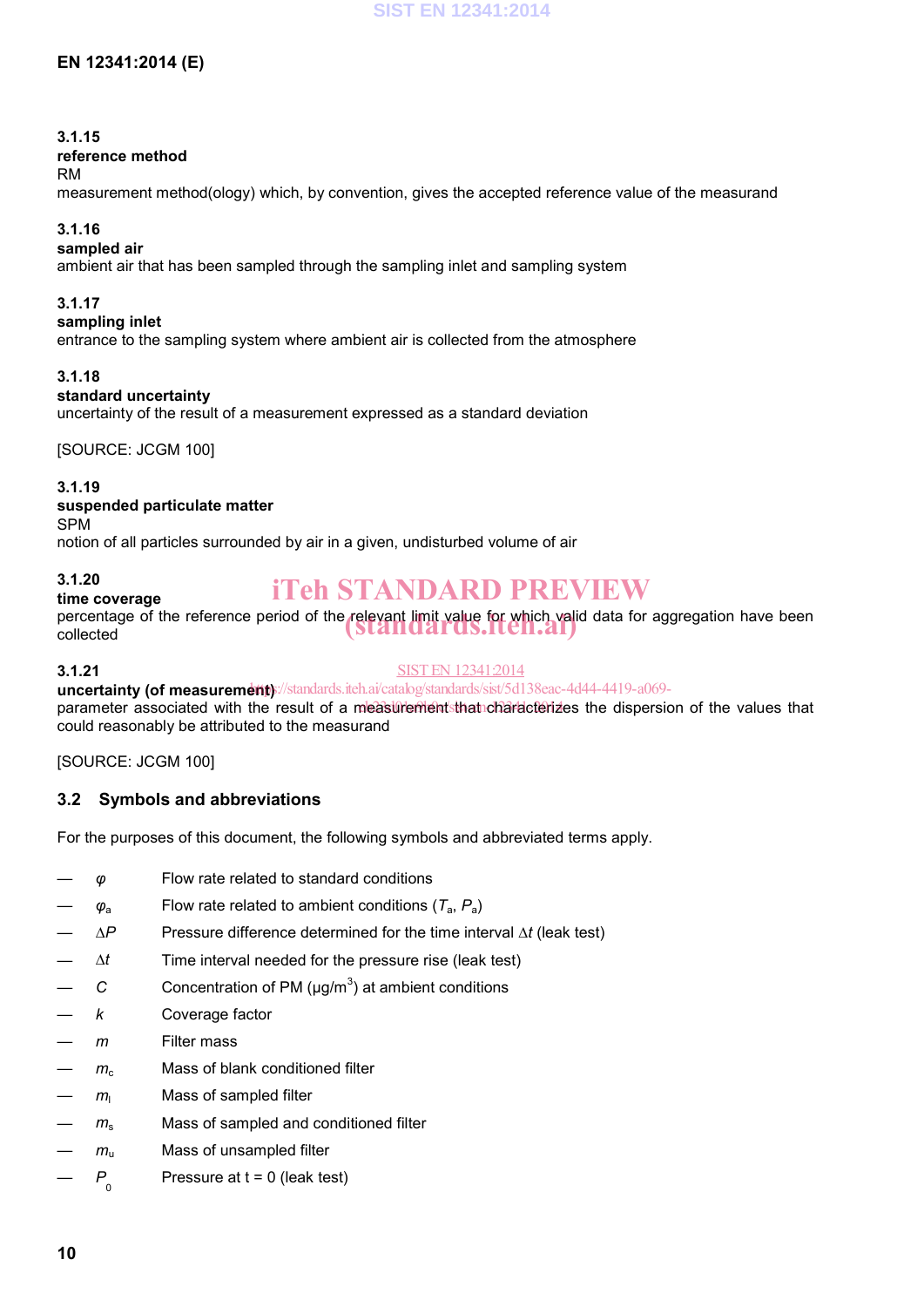**3.1.15**
**reference method**
RM
measurement method(ology) which, by convention, gives the accepted reference value of the measurand

**3.1.16**
**sampled air**
ambient air that has been sampled through the sampling inlet and sampling system

**3.1.17**
**sampling inlet**
entrance to the sampling system where ambient air is collected from the atmosphere

**3.1.18**
**standard uncertainty**
uncertainty of the result of a measurement expressed as a standard deviation

[SOURCE: JCGM 100]

**3.1.19**
**suspended particulate matter**
SPM
notion of all particles surrounded by air in a given, undisturbed volume of air

**3.1.20**
**time coverage**
percentage of the reference period of the relevant limit value for which valid data for aggregation have been collected

**3.1.21**
**uncertainty (of measurement)**
parameter associated with the result of a measurement that characterizes the dispersion of the values that could reasonably be attributed to the measurand

[SOURCE: JCGM 100]

## 3.2 Symbols and abbreviations

For the purposes of this document, the following symbols and abbreviated terms apply.

- $\varphi$ Flow rate related to standard conditions
- $\varphi_a$ Flow rate related to ambient conditions ($T_a$, $P_a$)
- $\Delta P$ Pressure difference determined for the time interval $\Delta t$ (leak test)
- $\Delta t$ Time interval needed for the pressure rise (leak test)
- $C$ Concentration of PM (µg/m$^3$) at ambient conditions
- $k$ Coverage factor
- $m$ Filter mass
- $m_c$ Mass of blank conditioned filter
- $m_l$ Mass of sampled filter
- $m_s$ Mass of sampled and conditioned filter
- $m_u$ Mass of unsampled filter
- $P_0$ Pressure at t = 0 (leak test)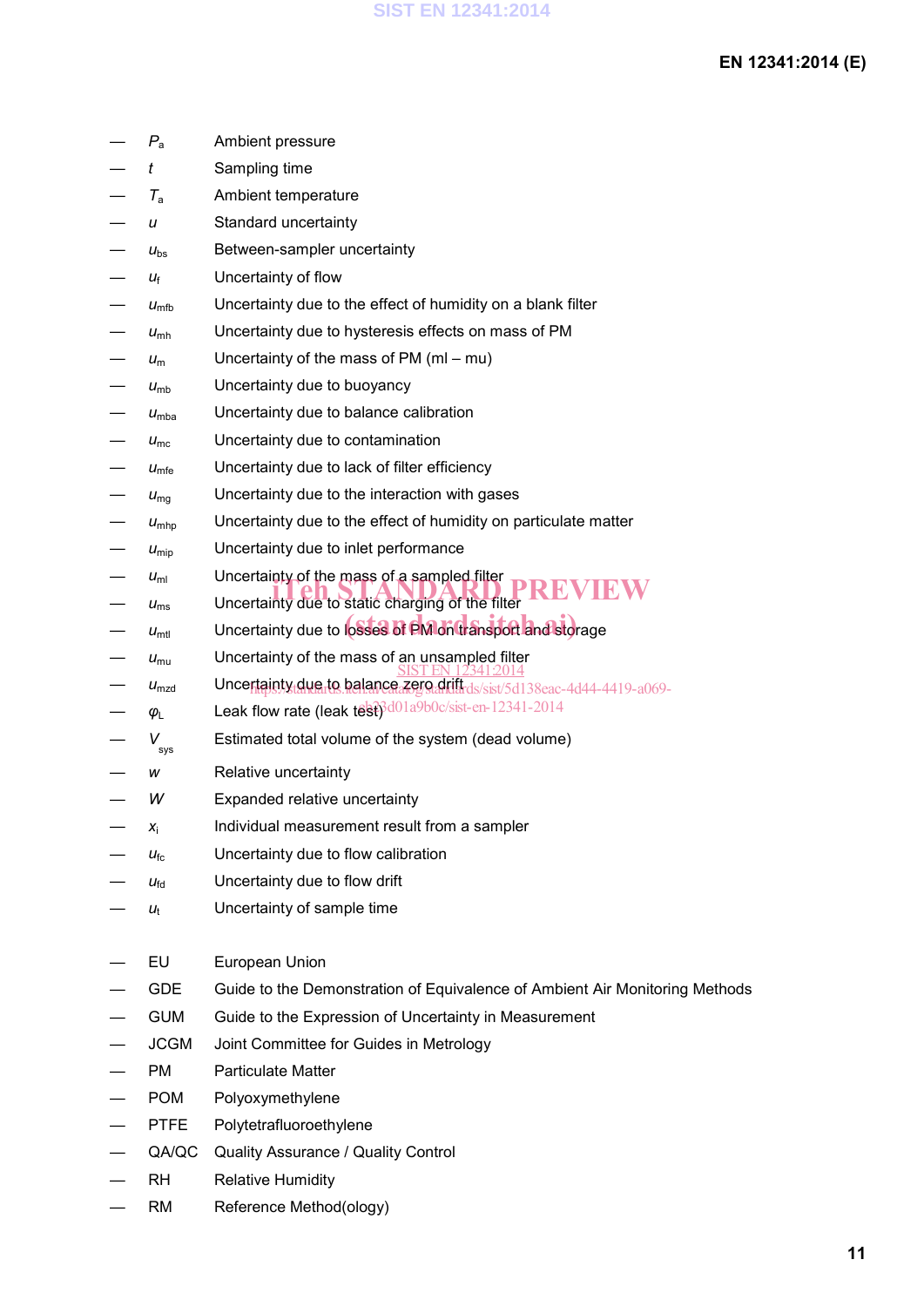— $P_a$ Ambient pressure

— $t$ Sampling time

— $T_a$ Ambient temperature

— $u$ Standard uncertainty

— $u_{bs}$ Between-sampler uncertainty

— $u_f$ Uncertainty of flow

— $u_{mfb}$ Uncertainty due to the effect of humidity on a blank filter

— $u_{mh}$ Uncertainty due to hysteresis effects on mass of PM

— $u_m$ Uncertainty of the mass of PM (ml – mu)

— $u_{mb}$ Uncertainty due to buoyancy

— $u_{mba}$ Uncertainty due to balance calibration

— $u_{mc}$ Uncertainty due to contamination

— $u_{mfe}$ Uncertainty due to lack of filter efficiency

— $u_{mg}$ Uncertainty due to the interaction with gases

— $u_{mhp}$ Uncertainty due to the effect of humidity on particulate matter

— $u_{mip}$ Uncertainty due to inlet performance

— $u_{ml}$ Uncertainty of the mass of a sampled filter

— $u_{ms}$ Uncertainty due to static charging of the filter

— $u_{mtl}$ Uncertainty due to losses of PM on transport and storage

— $u_{mu}$ Uncertainty of the mass of an unsampled filter

— $u_{mzd}$ Uncertainty due to balance zero drift

— $\varphi_L$ Leak flow rate (leak test)

— $V_{sys}$ Estimated total volume of the system (dead volume)

— $w$ Relative uncertainty

— $W$ Expanded relative uncertainty

— $x_i$ Individual measurement result from a sampler

— $u_{fc}$ Uncertainty due to flow calibration

— $u_{fd}$ Uncertainty due to flow drift

— $u_t$ Uncertainty of sample time

— EU European Union

— GDE Guide to the Demonstration of Equivalence of Ambient Air Monitoring Methods

— GUM Guide to the Expression of Uncertainty in Measurement

— JCGM Joint Committee for Guides in Metrology

— PM Particulate Matter

— POM Polyoxymethylene

— PTFE Polytetrafluoroethylene

— QA/QC Quality Assurance / Quality Control

— RH Relative Humidity

— RM Reference Method(ology)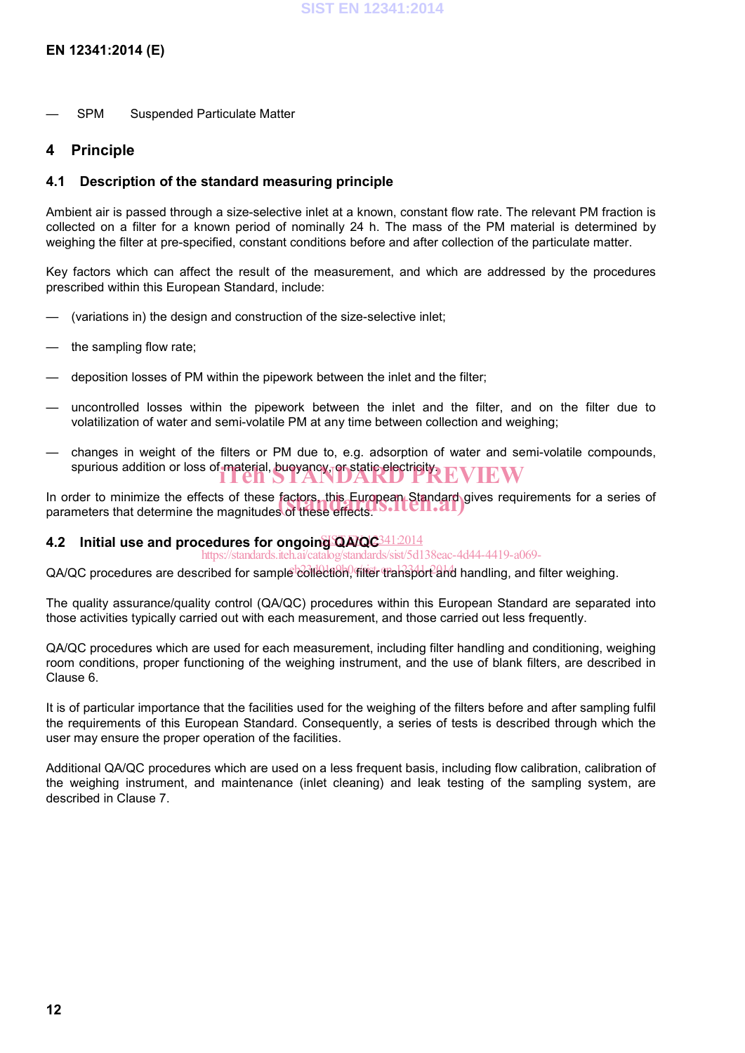— SPM Suspended Particulate Matter

# 4 Principle

## 4.1 Description of the standard measuring principle

Ambient air is passed through a size-selective inlet at a known, constant flow rate. The relevant PM fraction is collected on a filter for a known period of nominally 24 h. The mass of the PM material is determined by weighing the filter at pre-specified, constant conditions before and after collection of the particulate matter.

Key factors which can affect the result of the measurement, and which are addressed by the procedures prescribed within this European Standard, include:

— (variations in) the design and construction of the size-selective inlet;

— the sampling flow rate;

— deposition losses of PM within the pipework between the inlet and the filter;

— uncontrolled losses within the pipework between the inlet and the filter, and on the filter due to volatilization of water and semi-volatile PM at any time between collection and weighing;

— changes in weight of the filters or PM due to, e.g. adsorption of water and semi-volatile compounds, spurious addition or loss of material, buoyancy, or static electricity.

In order to minimize the effects of these factors, this European Standard gives requirements for a series of parameters that determine the magnitudes of these effects.

## 4.2 Initial use and procedures for ongoing QA/QC

QA/QC procedures are described for sample collection, filter transport and handling, and filter weighing.

The quality assurance/quality control (QA/QC) procedures within this European Standard are separated into those activities typically carried out with each measurement, and those carried out less frequently.

QA/QC procedures which are used for each measurement, including filter handling and conditioning, weighing room conditions, proper functioning of the weighing instrument, and the use of blank filters, are described in Clause 6.

It is of particular importance that the facilities used for the weighing of the filters before and after sampling fulfil the requirements of this European Standard. Consequently, a series of tests is described through which the user may ensure the proper operation of the facilities.

Additional QA/QC procedures which are used on a less frequent basis, including flow calibration, calibration of the weighing instrument, and maintenance (inlet cleaning) and leak testing of the sampling system, are described in Clause 7.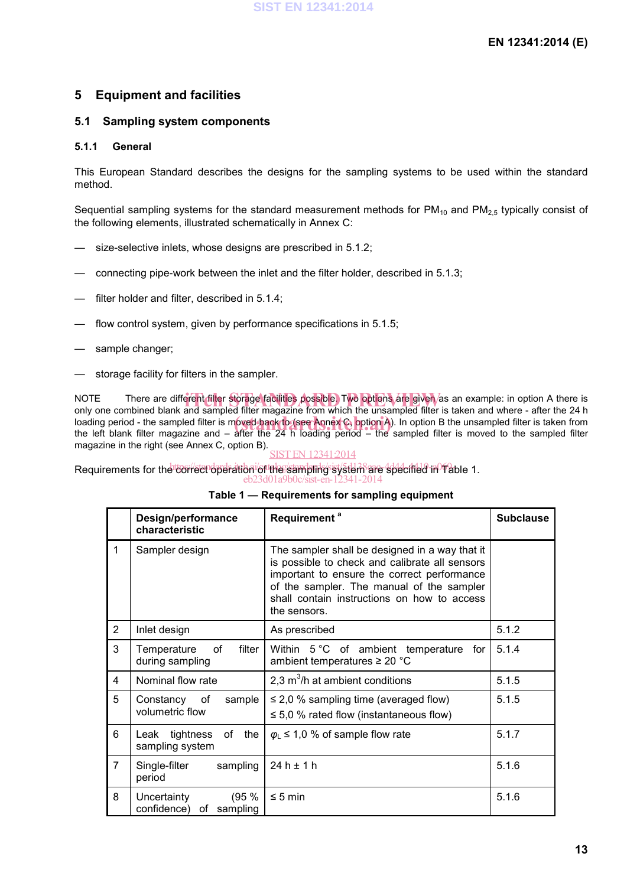# 5 Equipment and facilities

## 5.1 Sampling system components

### 5.1.1 General

This European Standard describes the designs for the sampling systems to be used within the standard method.

Sequential sampling systems for the standard measurement methods for $PM_{10}$ and $PM_{2,5}$ typically consist of the following elements, illustrated schematically in Annex C:

— size-selective inlets, whose designs are prescribed in 5.1.2;

— connecting pipe-work between the inlet and the filter holder, described in 5.1.3;

— filter holder and filter, described in 5.1.4;

— flow control system, given by performance specifications in 5.1.5;

— sample changer;

— storage facility for filters in the sampler.

NOTE There are different filter storage facilities possible. Two options are given as an example: in option A there is only one combined blank and sampled filter magazine from which the unsampled filter is taken and where - after the 24 h loading period - the sampled filter is moved back to (see Annex C, option A). In option B the unsampled filter is taken from the left blank filter magazine and – after the 24 h loading period – the sampled filter is moved to the sampled filter magazine in the right (see Annex C, option B).

Requirements for the correct operation of the sampling system are specified in Table 1.

**Table 1 — Requirements for sampling equipment**

| | Design/performance characteristic | Requirement [a] | Subclause |
|---|---|---|---|
| 1 | Sampler design | The sampler shall be designed in a way that it is possible to check and calibrate all sensors important to ensure the correct performance of the sampler. The manual of the sampler shall contain instructions on how to access the sensors. | |
| 2 | Inlet design | As prescribed | 5.1.2 |
| 3 | Temperature of filter during sampling | Within 5 °C of ambient temperature for ambient temperatures ≥ 20 °C | 5.1.4 |
| 4 | Nominal flow rate | 2,3 $m^3$/h at ambient conditions | 5.1.5 |
| 5 | Constancy of sample volumetric flow | ≤ 2,0 % sampling time (averaged flow)<br>≤ 5,0 % rated flow (instantaneous flow) | 5.1.5 |
| 6 | Leak tightness of the sampling system | $\varphi_L$ ≤ 1,0 % of sample flow rate | 5.1.7 |
| 7 | Single-filter sampling period | 24 h ± 1 h | 5.1.6 |
| 8 | Uncertainty (95 % confidence) of sampling | ≤ 5 min | 5.1.6 |